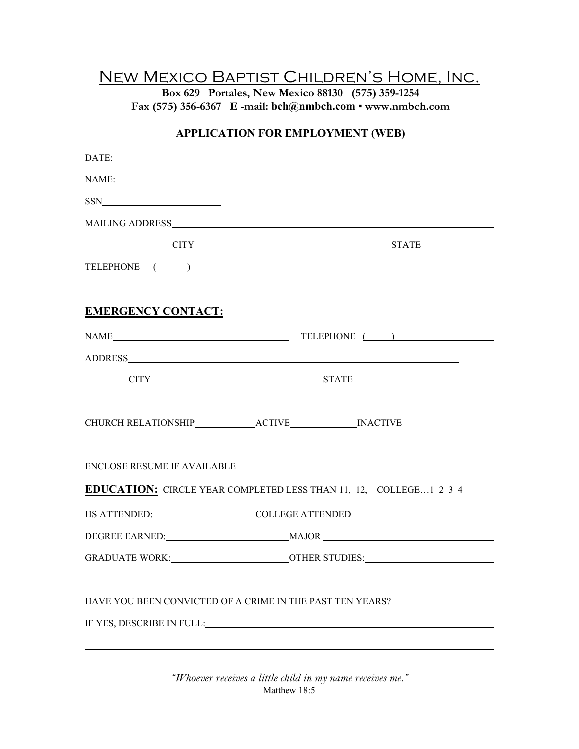# New Mexico Baptist Children's Home, Inc.

**Box 629 Portales, New Mexico 88130 (575) 359-1254**
**Fax (575) 356-6367 E -mail: bch@nmbch.com ▪ www.nmbch.com**

## APPLICATION FOR EMPLOYMENT (WEB)

DATE: ____________________

NAME: ________________________________________

SSN ____________________

MAILING ADDRESS ________________________________________________________________

CITY ______________________________ STATE ______________

TELEPHONE ( ) ________________________

## EMERGENCY CONTACT:

NAME ________________________________ TELEPHONE ( ) ____________________

ADDRESS ____________________________________________________________

CITY __________________________ STATE ______________

CHURCH RELATIONSHIP ____________ ACTIVE ____________ INACTIVE

ENCLOSE RESUME IF AVAILABLE

**EDUCATION:** CIRCLE YEAR COMPLETED LESS THAN 11, 12, COLLEGE…1 2 3 4

HS ATTENDED: ____________________ COLLEGE ATTENDED ____________________________

DEGREE EARNED: ______________________ MAJOR ______________________________

GRADUATE WORK: ______________________ OTHER STUDIES: ________________________

HAVE YOU BEEN CONVICTED OF A CRIME IN THE PAST TEN YEARS? ____________________

IF YES, DESCRIBE IN FULL: ____________________________________________________

________________________________________________________________________________

*"Whoever receives a little child in my name receives me."*
Matthew 18:5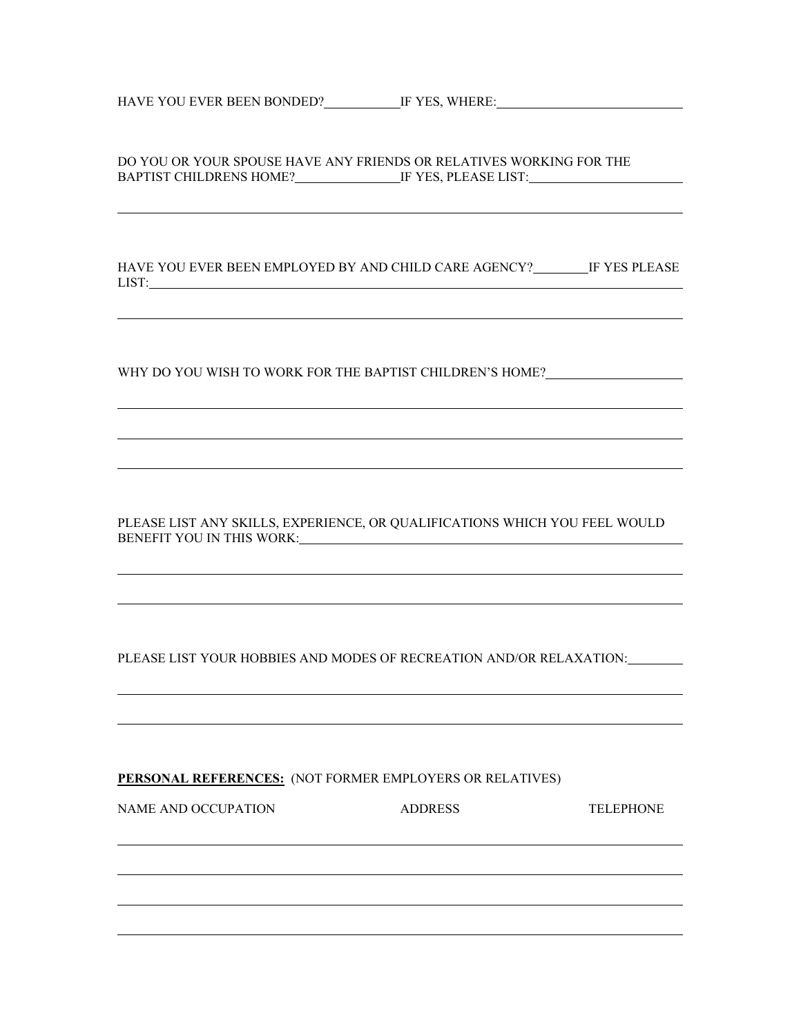HAVE YOU EVER BEEN BONDED?\_\_\_\_\_\_\_\_\_\_ IF YES, WHERE:\_\_\_\_\_\_\_\_\_\_\_\_\_\_\_\_\_\_\_\_\_\_\_\_

DO YOU OR YOUR SPOUSE HAVE ANY FRIENDS OR RELATIVES WORKING FOR THE BAPTIST CHILDRENS HOME?\_\_\_\_\_\_\_\_\_\_\_\_\_\_ IF YES, PLEASE LIST:\_\_\_\_\_\_\_\_\_\_\_\_\_\_\_\_\_\_\_\_

\_\_\_\_\_\_\_\_\_\_\_\_\_\_\_\_\_\_\_\_\_\_\_\_\_\_\_\_\_\_\_\_\_\_\_\_\_\_\_\_\_\_\_\_\_\_\_\_\_\_\_\_\_\_\_\_\_\_\_\_\_\_\_\_\_\_\_\_\_\_

HAVE YOU EVER BEEN EMPLOYED BY AND CHILD CARE AGENCY?\_\_\_\_\_\_\_\_ IF YES PLEASE LIST:\_\_\_\_\_\_\_\_\_\_\_\_\_\_\_\_\_\_\_\_\_\_\_\_\_\_\_\_\_\_\_\_\_\_\_\_\_\_\_\_\_\_\_\_\_\_\_\_\_\_\_\_\_\_\_\_\_\_\_\_\_\_\_\_\_\_\_\_

\_\_\_\_\_\_\_\_\_\_\_\_\_\_\_\_\_\_\_\_\_\_\_\_\_\_\_\_\_\_\_\_\_\_\_\_\_\_\_\_\_\_\_\_\_\_\_\_\_\_\_\_\_\_\_\_\_\_\_\_\_\_\_\_\_\_\_\_\_\_

WHY DO YOU WISH TO WORK FOR THE BAPTIST CHILDREN'S HOME?\_\_\_\_\_\_\_\_\_\_\_\_\_\_\_\_\_\_

\_\_\_\_\_\_\_\_\_\_\_\_\_\_\_\_\_\_\_\_\_\_\_\_\_\_\_\_\_\_\_\_\_\_\_\_\_\_\_\_\_\_\_\_\_\_\_\_\_\_\_\_\_\_\_\_\_\_\_\_\_\_\_\_\_\_\_\_\_\_

\_\_\_\_\_\_\_\_\_\_\_\_\_\_\_\_\_\_\_\_\_\_\_\_\_\_\_\_\_\_\_\_\_\_\_\_\_\_\_\_\_\_\_\_\_\_\_\_\_\_\_\_\_\_\_\_\_\_\_\_\_\_\_\_\_\_\_\_\_\_

\_\_\_\_\_\_\_\_\_\_\_\_\_\_\_\_\_\_\_\_\_\_\_\_\_\_\_\_\_\_\_\_\_\_\_\_\_\_\_\_\_\_\_\_\_\_\_\_\_\_\_\_\_\_\_\_\_\_\_\_\_\_\_\_\_\_\_\_\_\_

PLEASE LIST ANY SKILLS, EXPERIENCE, OR QUALIFICATIONS WHICH YOU FEEL WOULD BENEFIT YOU IN THIS WORK:\_\_\_\_\_\_\_\_\_\_\_\_\_\_\_\_\_\_\_\_\_\_\_\_\_\_\_\_\_\_\_\_\_\_\_\_\_\_\_\_\_\_\_\_\_\_\_\_\_\_

\_\_\_\_\_\_\_\_\_\_\_\_\_\_\_\_\_\_\_\_\_\_\_\_\_\_\_\_\_\_\_\_\_\_\_\_\_\_\_\_\_\_\_\_\_\_\_\_\_\_\_\_\_\_\_\_\_\_\_\_\_\_\_\_\_\_\_\_\_\_

\_\_\_\_\_\_\_\_\_\_\_\_\_\_\_\_\_\_\_\_\_\_\_\_\_\_\_\_\_\_\_\_\_\_\_\_\_\_\_\_\_\_\_\_\_\_\_\_\_\_\_\_\_\_\_\_\_\_\_\_\_\_\_\_\_\_\_\_\_\_

PLEASE LIST YOUR HOBBIES AND MODES OF RECREATION AND/OR RELAXATION:\_\_\_\_\_\_\_\_

\_\_\_\_\_\_\_\_\_\_\_\_\_\_\_\_\_\_\_\_\_\_\_\_\_\_\_\_\_\_\_\_\_\_\_\_\_\_\_\_\_\_\_\_\_\_\_\_\_\_\_\_\_\_\_\_\_\_\_\_\_\_\_\_\_\_\_\_\_\_

\_\_\_\_\_\_\_\_\_\_\_\_\_\_\_\_\_\_\_\_\_\_\_\_\_\_\_\_\_\_\_\_\_\_\_\_\_\_\_\_\_\_\_\_\_\_\_\_\_\_\_\_\_\_\_\_\_\_\_\_\_\_\_\_\_\_\_\_\_\_

**PERSONAL REFERENCES:** (NOT FORMER EMPLOYERS OR RELATIVES)

| NAME AND OCCUPATION | ADDRESS | TELEPHONE |
|---|---|---|
| | | |
| | | |
| | | |
| | | |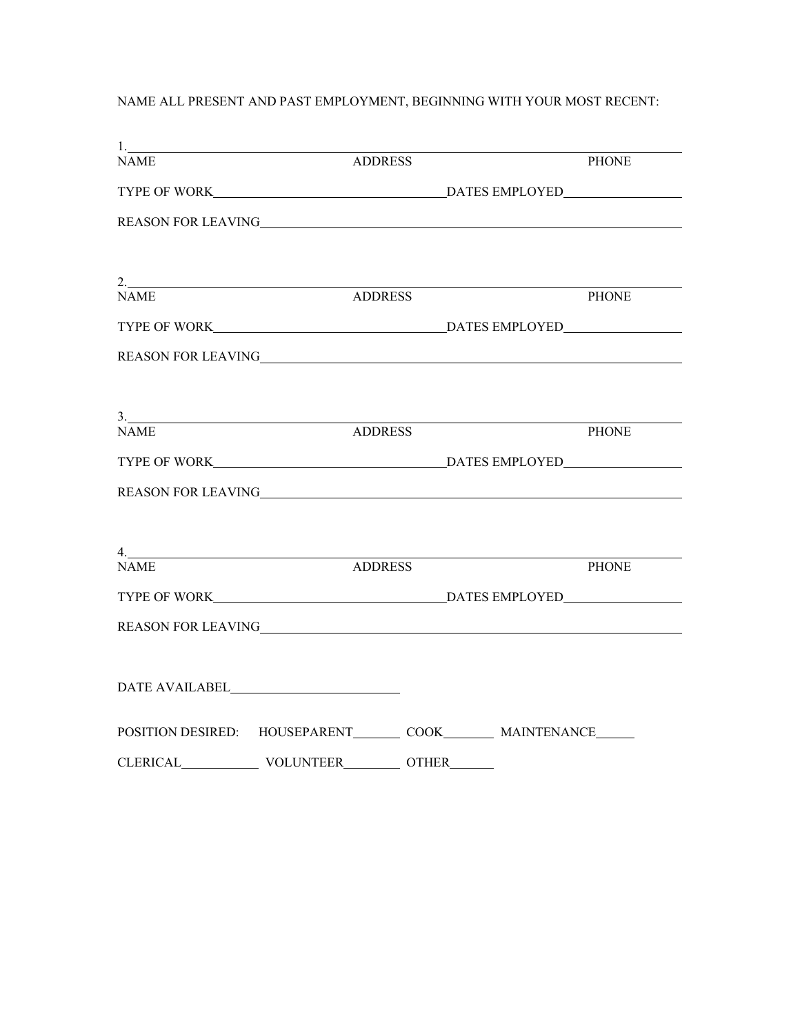NAME ALL PRESENT AND PAST EMPLOYMENT, BEGINNING WITH YOUR MOST RECENT:

1.\_\_\_\_\_\_\_\_\_\_\_\_\_\_\_\_\_\_\_\_\_\_\_\_\_\_\_\_\_\_\_\_\_\_\_\_\_\_\_\_\_\_\_\_\_\_\_\_\_\_\_\_\_\_\_\_\_\_\_\_\_\_\_\_\_\_\_\_\_\_\_\_\_\_\_\_

NAME ADDRESS PHONE

TYPE OF WORK\_\_\_\_\_\_\_\_\_\_\_\_\_\_\_\_\_\_\_\_\_\_\_\_\_\_\_\_\_\_\_\_\_\_DATES EMPLOYED\_\_\_\_\_\_\_\_\_\_\_\_\_\_\_\_\_\_

REASON FOR LEAVING\_\_\_\_\_\_\_\_\_\_\_\_\_\_\_\_\_\_\_\_\_\_\_\_\_\_\_\_\_\_\_\_\_\_\_\_\_\_\_\_\_\_\_\_\_\_\_\_\_\_\_\_\_\_\_\_\_\_\_\_

2.\_\_\_\_\_\_\_\_\_\_\_\_\_\_\_\_\_\_\_\_\_\_\_\_\_\_\_\_\_\_\_\_\_\_\_\_\_\_\_\_\_\_\_\_\_\_\_\_\_\_\_\_\_\_\_\_\_\_\_\_\_\_\_\_\_\_\_\_\_\_\_\_\_\_\_\_

NAME ADDRESS PHONE

TYPE OF WORK\_\_\_\_\_\_\_\_\_\_\_\_\_\_\_\_\_\_\_\_\_\_\_\_\_\_\_\_\_\_\_\_\_\_DATES EMPLOYED\_\_\_\_\_\_\_\_\_\_\_\_\_\_\_\_\_\_

REASON FOR LEAVING\_\_\_\_\_\_\_\_\_\_\_\_\_\_\_\_\_\_\_\_\_\_\_\_\_\_\_\_\_\_\_\_\_\_\_\_\_\_\_\_\_\_\_\_\_\_\_\_\_\_\_\_\_\_\_\_\_\_\_\_

3.\_\_\_\_\_\_\_\_\_\_\_\_\_\_\_\_\_\_\_\_\_\_\_\_\_\_\_\_\_\_\_\_\_\_\_\_\_\_\_\_\_\_\_\_\_\_\_\_\_\_\_\_\_\_\_\_\_\_\_\_\_\_\_\_\_\_\_\_\_\_\_\_\_\_\_\_

NAME ADDRESS PHONE

TYPE OF WORK\_\_\_\_\_\_\_\_\_\_\_\_\_\_\_\_\_\_\_\_\_\_\_\_\_\_\_\_\_\_\_\_\_\_DATES EMPLOYED\_\_\_\_\_\_\_\_\_\_\_\_\_\_\_\_\_\_

REASON FOR LEAVING\_\_\_\_\_\_\_\_\_\_\_\_\_\_\_\_\_\_\_\_\_\_\_\_\_\_\_\_\_\_\_\_\_\_\_\_\_\_\_\_\_\_\_\_\_\_\_\_\_\_\_\_\_\_\_\_\_\_\_\_

4.\_\_\_\_\_\_\_\_\_\_\_\_\_\_\_\_\_\_\_\_\_\_\_\_\_\_\_\_\_\_\_\_\_\_\_\_\_\_\_\_\_\_\_\_\_\_\_\_\_\_\_\_\_\_\_\_\_\_\_\_\_\_\_\_\_\_\_\_\_\_\_\_\_\_\_\_

NAME ADDRESS PHONE

TYPE OF WORK\_\_\_\_\_\_\_\_\_\_\_\_\_\_\_\_\_\_\_\_\_\_\_\_\_\_\_\_\_\_\_\_\_\_DATES EMPLOYED\_\_\_\_\_\_\_\_\_\_\_\_\_\_\_\_\_\_

REASON FOR LEAVING\_\_\_\_\_\_\_\_\_\_\_\_\_\_\_\_\_\_\_\_\_\_\_\_\_\_\_\_\_\_\_\_\_\_\_\_\_\_\_\_\_\_\_\_\_\_\_\_\_\_\_\_\_\_\_\_\_\_\_\_

DATE AVAILABEL\_\_\_\_\_\_\_\_\_\_\_\_\_\_\_\_\_\_\_\_\_\_\_\_\_

POSITION DESIRED: HOUSEPARENT\_\_\_\_\_\_\_ COOK\_\_\_\_\_\_\_\_ MAINTENANCE\_\_\_\_\_\_

CLERICAL\_\_\_\_\_\_\_\_\_\_\_\_ VOLUNTEER\_\_\_\_\_\_\_\_\_ OTHER\_\_\_\_\_\_\_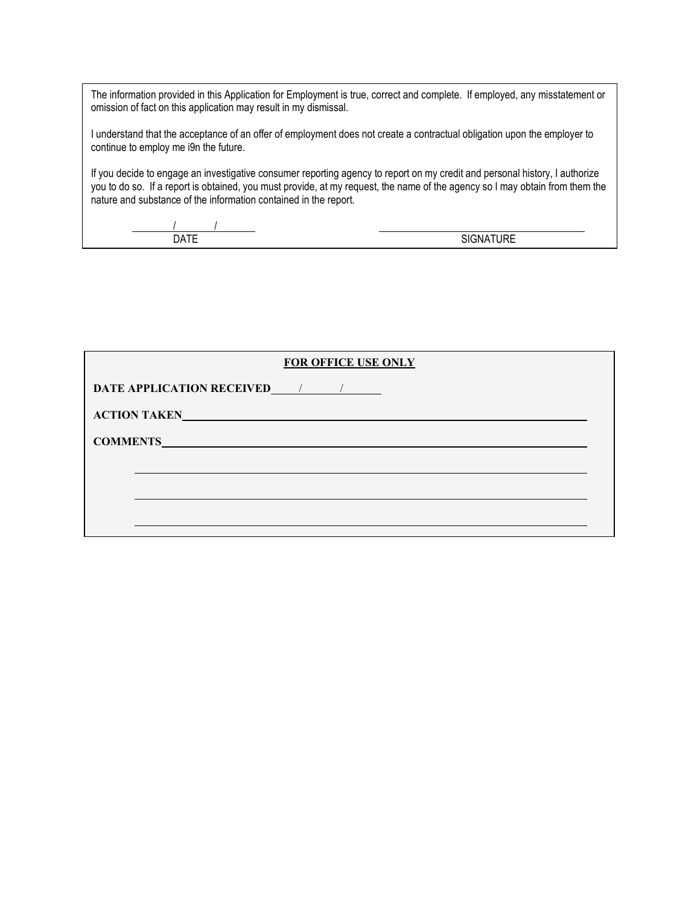The information provided in this Application for Employment is true, correct and complete. If employed, any misstatement or omission of fact on this application may result in my dismissal.

I understand that the acceptance of an offer of employment does not create a contractual obligation upon the employer to continue to employ me i9n the future.

If you decide to engage an investigative consumer reporting agency to report on my credit and personal history, I authorize you to do so. If a report is obtained, you must provide, at my request, the name of the agency so I may obtain from them the nature and substance of the information contained in the report.

\_\_\_\_\_\_/\_\_\_\_\_\_/\_\_\_\_\_\_ DATE

\_\_\_\_\_\_\_\_\_\_\_\_\_\_\_\_\_\_\_\_\_\_\_\_\_\_\_\_\_\_ SIGNATURE

**FOR OFFICE USE ONLY**

**DATE APPLICATION RECEIVED** \_\_\_\_\_/\_\_\_\_\_/\_\_\_\_\_

**ACTION TAKEN** \_\_\_\_\_\_\_\_\_\_\_\_\_\_\_\_\_\_\_\_\_\_\_\_\_\_\_\_\_\_\_\_\_\_\_\_\_\_\_\_

**COMMENTS** \_\_\_\_\_\_\_\_\_\_\_\_\_\_\_\_\_\_\_\_\_\_\_\_\_\_\_\_\_\_\_\_\_\_\_\_\_\_\_\_

\_\_\_\_\_\_\_\_\_\_\_\_\_\_\_\_\_\_\_\_\_\_\_\_\_\_\_\_\_\_\_\_\_\_\_\_\_\_\_\_\_\_\_\_\_\_\_\_\_\_\_\_

\_\_\_\_\_\_\_\_\_\_\_\_\_\_\_\_\_\_\_\_\_\_\_\_\_\_\_\_\_\_\_\_\_\_\_\_\_\_\_\_\_\_\_\_\_\_\_\_\_\_\_\_

\_\_\_\_\_\_\_\_\_\_\_\_\_\_\_\_\_\_\_\_\_\_\_\_\_\_\_\_\_\_\_\_\_\_\_\_\_\_\_\_\_\_\_\_\_\_\_\_\_\_\_\_